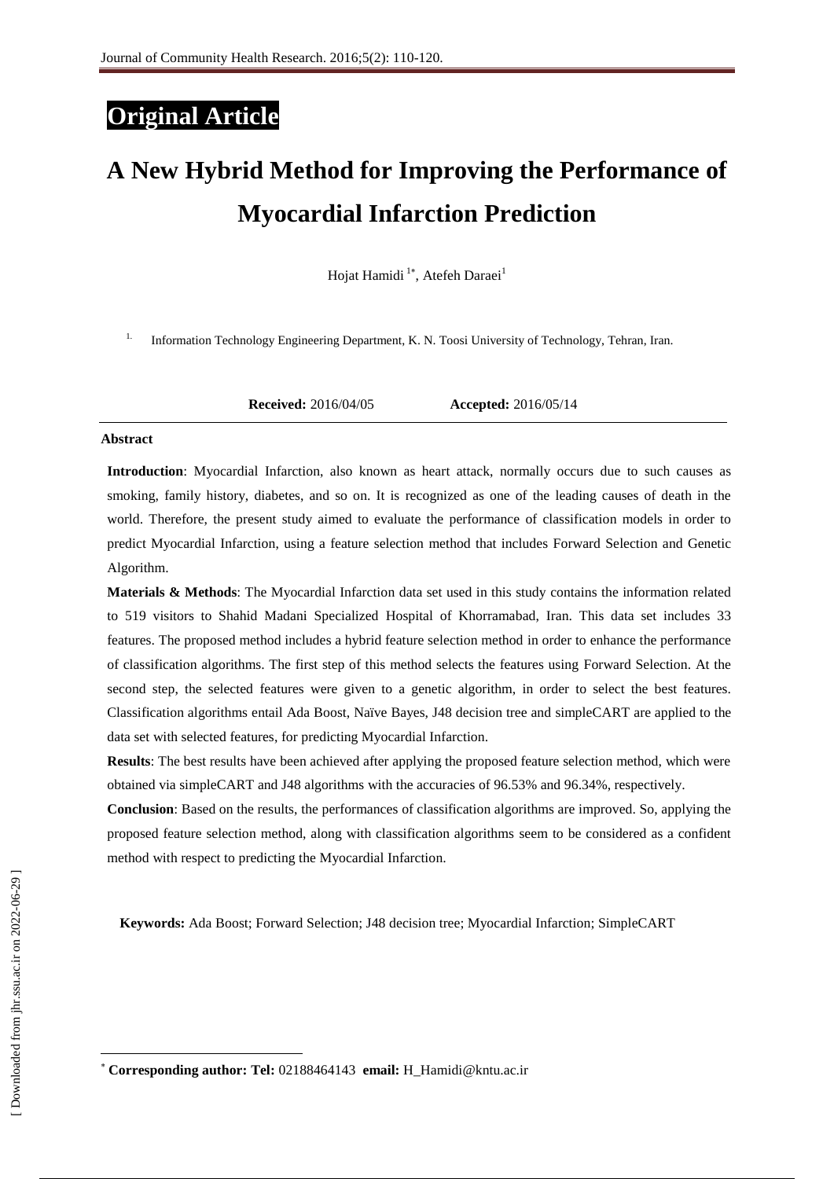# Original Article

# A New Hybrid Method for Improving the Performance of Myocardial Infarction Prediction

Hojat Hamidi [1*], Atefeh Daraei[1]

1. Information Technology Engineering Department, K. N. Toosi University of Technology, Tehran, Iran.

**Received:** 2016/04/05 **Accepted:** 2016/05/14

**Abstract**

**Introduction**: Myocardial Infarction, also known as heart attack, normally occurs due to such causes as smoking, family history, diabetes, and so on. It is recognized as one of the leading causes of death in the world. Therefore, the present study aimed to evaluate the performance of classification models in order to predict Myocardial Infarction, using a feature selection method that includes Forward Selection and Genetic Algorithm.

**Materials & Methods**: The Myocardial Infarction data set used in this study contains the information related to 519 visitors to Shahid Madani Specialized Hospital of Khorramabad, Iran. This data set includes 33 features. The proposed method includes a hybrid feature selection method in order to enhance the performance of classification algorithms. The first step of this method selects the features using Forward Selection. At the second step, the selected features were given to a genetic algorithm, in order to select the best features. Classification algorithms entail Ada Boost, Naïve Bayes, J48 decision tree and simpleCART are applied to the data set with selected features, for predicting Myocardial Infarction.

**Results**: The best results have been achieved after applying the proposed feature selection method, which were obtained via simpleCART and J48 algorithms with the accuracies of 96.53% and 96.34%, respectively.

**Conclusion**: Based on the results, the performances of classification algorithms are improved. So, applying the proposed feature selection method, along with classification algorithms seem to be considered as a confident method with respect to predicting the Myocardial Infarction.

**Keywords:** Ada Boost; Forward Selection; J48 decision tree; Myocardial Infarction; SimpleCART

[*] **Corresponding author: Tel:** 02188464143 **email:** H_Hamidi@kntu.ac.ir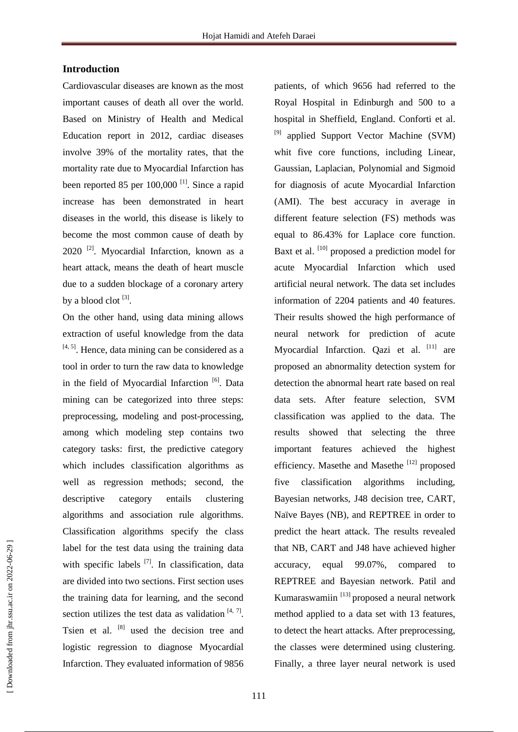## Introduction

Cardiovascular diseases are known as the most important causes of death all over the world. Based on Ministry of Health and Medical Education report in 2012, cardiac diseases involve 39% of the mortality rates, that the mortality rate due to Myocardial Infarction has been reported 85 per 100,000 [1]. Since a rapid increase has been demonstrated in heart diseases in the world, this disease is likely to become the most common cause of death by 2020 [2]. Myocardial Infarction, known as a heart attack, means the death of heart muscle due to a sudden blockage of a coronary artery by a blood clot [3].

On the other hand, using data mining allows extraction of useful knowledge from the data [4, 5]. Hence, data mining can be considered as a tool in order to turn the raw data to knowledge in the field of Myocardial Infarction [6]. Data mining can be categorized into three steps: preprocessing, modeling and post-processing, among which modeling step contains two category tasks: first, the predictive category which includes classification algorithms as well as regression methods; second, the descriptive category entails clustering algorithms and association rule algorithms. Classification algorithms specify the class label for the test data using the training data with specific labels [7]. In classification, data are divided into two sections. First section uses the training data for learning, and the second section utilizes the test data as validation [4, 7]. Tsien et al. [8] used the decision tree and logistic regression to diagnose Myocardial Infarction. They evaluated information of 9856 patients, of which 9656 had referred to the Royal Hospital in Edinburgh and 500 to a hospital in Sheffield, England. Conforti et al. [9] applied Support Vector Machine (SVM) whit five core functions, including Linear, Gaussian, Laplacian, Polynomial and Sigmoid for diagnosis of acute Myocardial Infarction (AMI). The best accuracy in average in different feature selection (FS) methods was equal to 86.43% for Laplace core function. Baxt et al. [10] proposed a prediction model for acute Myocardial Infarction which used artificial neural network. The data set includes information of 2204 patients and 40 features. Their results showed the high performance of neural network for prediction of acute Myocardial Infarction. Qazi et al. [11] are proposed an abnormality detection system for detection the abnormal heart rate based on real data sets. After feature selection, SVM classification was applied to the data. The results showed that selecting the three important features achieved the highest efficiency. Masethe and Masethe [12] proposed five classification algorithms including, Bayesian networks, J48 decision tree, CART, Naïve Bayes (NB), and REPTREE in order to predict the heart attack. The results revealed that NB, CART and J48 have achieved higher accuracy, equal 99.07%, compared to REPTREE and Bayesian network. Patil and Kumaraswamiin [13] proposed a neural network method applied to a data set with 13 features, to detect the heart attacks. After preprocessing, the classes were determined using clustering. Finally, a three layer neural network is used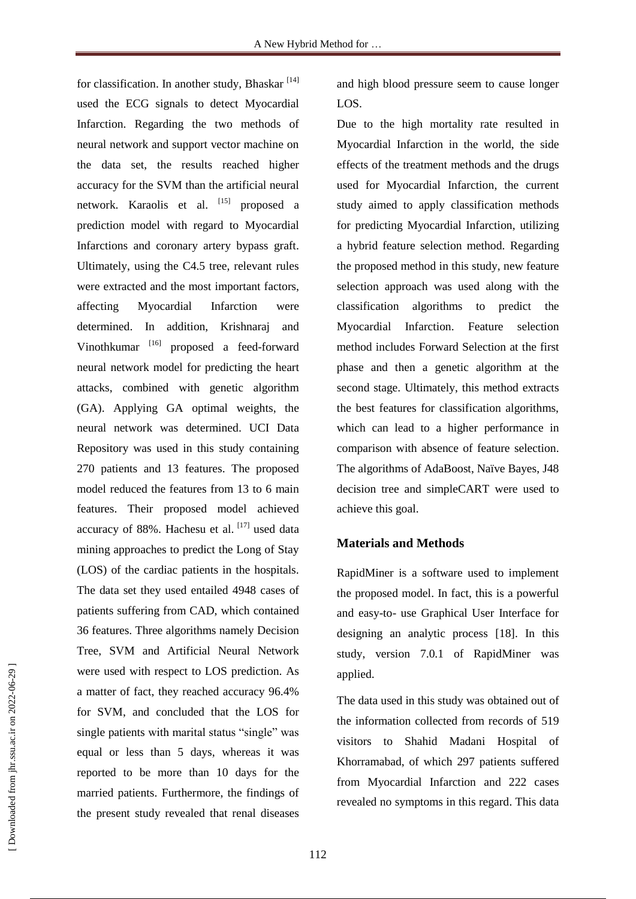for classification. In another study, Bhaskar [14] used the ECG signals to detect Myocardial Infarction. Regarding the two methods of neural network and support vector machine on the data set, the results reached higher accuracy for the SVM than the artificial neural network. Karaolis et al. [15] proposed a prediction model with regard to Myocardial Infarctions and coronary artery bypass graft. Ultimately, using the C4.5 tree, relevant rules were extracted and the most important factors, affecting Myocardial Infarction were determined. In addition, Krishnaraj and Vinothkumar [16] proposed a feed-forward neural network model for predicting the heart attacks, combined with genetic algorithm (GA). Applying GA optimal weights, the neural network was determined. UCI Data Repository was used in this study containing 270 patients and 13 features. The proposed model reduced the features from 13 to 6 main features. Their proposed model achieved accuracy of 88%. Hachesu et al. [17] used data mining approaches to predict the Long of Stay (LOS) of the cardiac patients in the hospitals. The data set they used entailed 4948 cases of patients suffering from CAD, which contained 36 features. Three algorithms namely Decision Tree, SVM and Artificial Neural Network were used with respect to LOS prediction. As a matter of fact, they reached accuracy 96.4% for SVM, and concluded that the LOS for single patients with marital status "single" was equal or less than 5 days, whereas it was reported to be more than 10 days for the married patients. Furthermore, the findings of the present study revealed that renal diseases and high blood pressure seem to cause longer LOS.

Due to the high mortality rate resulted in Myocardial Infarction in the world, the side effects of the treatment methods and the drugs used for Myocardial Infarction, the current study aimed to apply classification methods for predicting Myocardial Infarction, utilizing a hybrid feature selection method. Regarding the proposed method in this study, new feature selection approach was used along with the classification algorithms to predict the Myocardial Infarction. Feature selection method includes Forward Selection at the first phase and then a genetic algorithm at the second stage. Ultimately, this method extracts the best features for classification algorithms, which can lead to a higher performance in comparison with absence of feature selection. The algorithms of AdaBoost, Naïve Bayes, J48 decision tree and simpleCART were used to achieve this goal.

## Materials and Methods

RapidMiner is a software used to implement the proposed model. In fact, this is a powerful and easy-to- use Graphical User Interface for designing an analytic process [18]. In this study, version 7.0.1 of RapidMiner was applied.

The data used in this study was obtained out of the information collected from records of 519 visitors to Shahid Madani Hospital of Khorramabad, of which 297 patients suffered from Myocardial Infarction and 222 cases revealed no symptoms in this regard. This data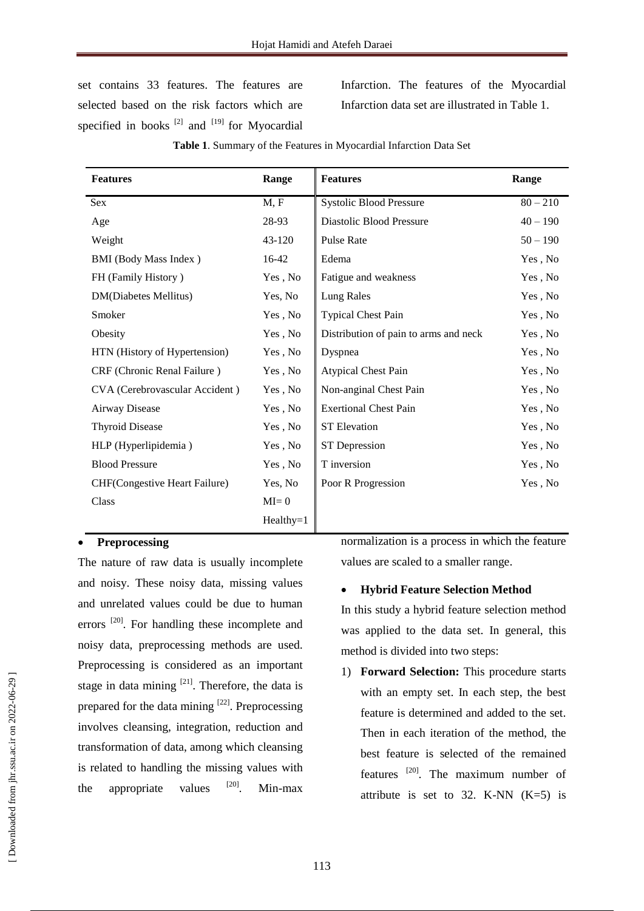set contains 33 features. The features are selected based on the risk factors which are specified in books [2] and [19] for Myocardial Infarction. The features of the Myocardial Infarction data set are illustrated in Table 1.

**Table 1**. Summary of the Features in Myocardial Infarction Data Set

| Features | Range | Features | Range |
|---|---|---|---|
| Sex | M, F | Systolic Blood Pressure | 80 – 210 |
| Age | 28-93 | Diastolic Blood Pressure | 40 – 190 |
| Weight | 43-120 | Pulse Rate | 50 – 190 |
| BMI (Body Mass Index ) | 16-42 | Edema | Yes , No |
| FH (Family History ) | Yes , No | Fatigue and weakness | Yes , No |
| DM(Diabetes Mellitus) | Yes, No | Lung Rales | Yes , No |
| Smoker | Yes , No | Typical Chest Pain | Yes , No |
| Obesity | Yes , No | Distribution of pain to arms and neck | Yes , No |
| HTN (History of Hypertension) | Yes , No | Dyspnea | Yes , No |
| CRF (Chronic Renal Failure ) | Yes , No | Atypical Chest Pain | Yes , No |
| CVA (Cerebrovascular Accident ) | Yes , No | Non-anginal Chest Pain | Yes , No |
| Airway Disease | Yes , No | Exertional Chest Pain | Yes , No |
| Thyroid Disease | Yes , No | ST Elevation | Yes , No |
| HLP (Hyperlipidemia ) | Yes , No | ST Depression | Yes , No |
| Blood Pressure | Yes , No | T inversion | Yes , No |
| CHF(Congestive Heart Failure) | Yes, No | Poor R Progression | Yes , No |
| Class | MI= 0 | | |
| | Healthy=1 | | |

- **Preprocessing**

The nature of raw data is usually incomplete and noisy. These noisy data, missing values and unrelated values could be due to human errors [20]. For handling these incomplete and noisy data, preprocessing methods are used. Preprocessing is considered as an important stage in data mining [21]. Therefore, the data is prepared for the data mining [22]. Preprocessing involves cleansing, integration, reduction and transformation of data, among which cleansing is related to handling the missing values with the appropriate values [20]. Min-max normalization is a process in which the feature values are scaled to a smaller range.

- **Hybrid Feature Selection Method**

In this study a hybrid feature selection method was applied to the data set. In general, this method is divided into two steps:

1) **Forward Selection:** This procedure starts with an empty set. In each step, the best feature is determined and added to the set. Then in each iteration of the method, the best feature is selected of the remained features [20]. The maximum number of attribute is set to 32. K-NN (K=5) is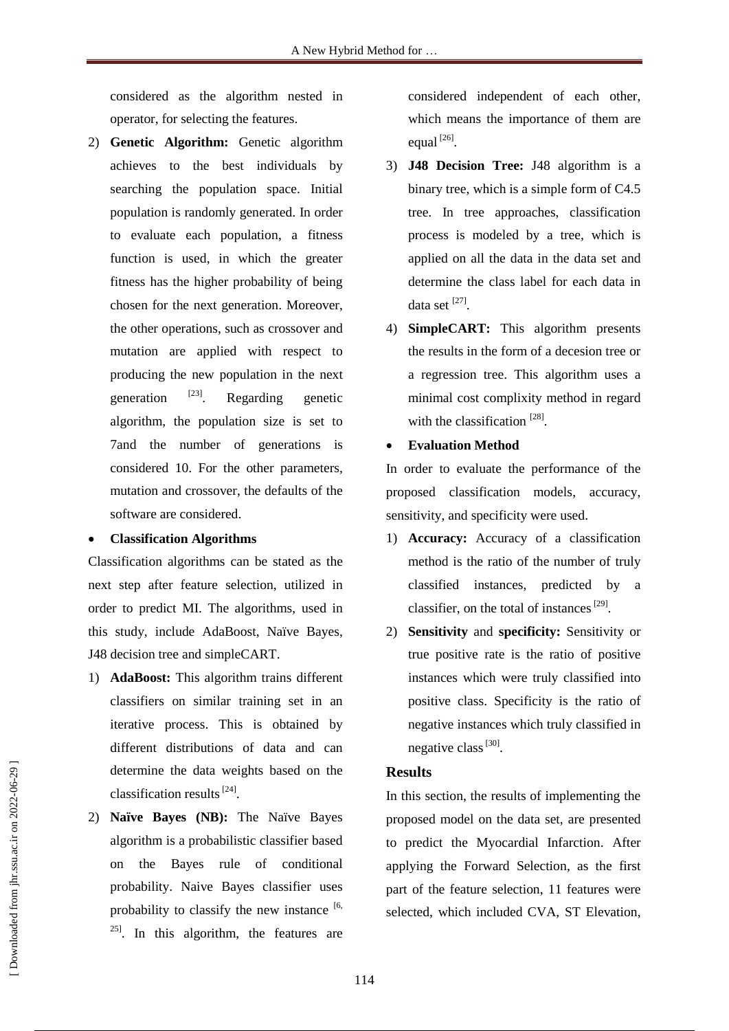considered as the algorithm nested in operator, for selecting the features.

2) **Genetic Algorithm:** Genetic algorithm achieves to the best individuals by searching the population space. Initial population is randomly generated. In order to evaluate each population, a fitness function is used, in which the greater fitness has the higher probability of being chosen for the next generation. Moreover, the other operations, such as crossover and mutation are applied with respect to producing the new population in the next generation [23]. Regarding genetic algorithm, the population size is set to 7and the number of generations is considered 10. For the other parameters, mutation and crossover, the defaults of the software are considered.

- **Classification Algorithms**

Classification algorithms can be stated as the next step after feature selection, utilized in order to predict MI. The algorithms, used in this study, include AdaBoost, Naïve Bayes, J48 decision tree and simpleCART.

1) **AdaBoost:** This algorithm trains different classifiers on similar training set in an iterative process. This is obtained by different distributions of data and can determine the data weights based on the classification results [24].

2) **Naïve Bayes (NB):** The Naïve Bayes algorithm is a probabilistic classifier based on the Bayes rule of conditional probability. Naive Bayes classifier uses probability to classify the new instance [6, 25]. In this algorithm, the features are considered independent of each other, which means the importance of them are equal [26].

3) **J48 Decision Tree:** J48 algorithm is a binary tree, which is a simple form of C4.5 tree. In tree approaches, classification process is modeled by a tree, which is applied on all the data in the data set and determine the class label for each data in data set [27].

4) **SimpleCART:** This algorithm presents the results in the form of a decesion tree or a regression tree. This algorithm uses a minimal cost complixity method in regard with the classification [28].

- **Evaluation Method**

In order to evaluate the performance of the proposed classification models, accuracy, sensitivity, and specificity were used.

1) **Accuracy:** Accuracy of a classification method is the ratio of the number of truly classified instances, predicted by a classifier, on the total of instances [29].

2) **Sensitivity** and **specificity:** Sensitivity or true positive rate is the ratio of positive instances which were truly classified into positive class. Specificity is the ratio of negative instances which truly classified in negative class [30].

## Results

In this section, the results of implementing the proposed model on the data set, are presented to predict the Myocardial Infarction. After applying the Forward Selection, as the first part of the feature selection, 11 features were selected, which included CVA, ST Elevation,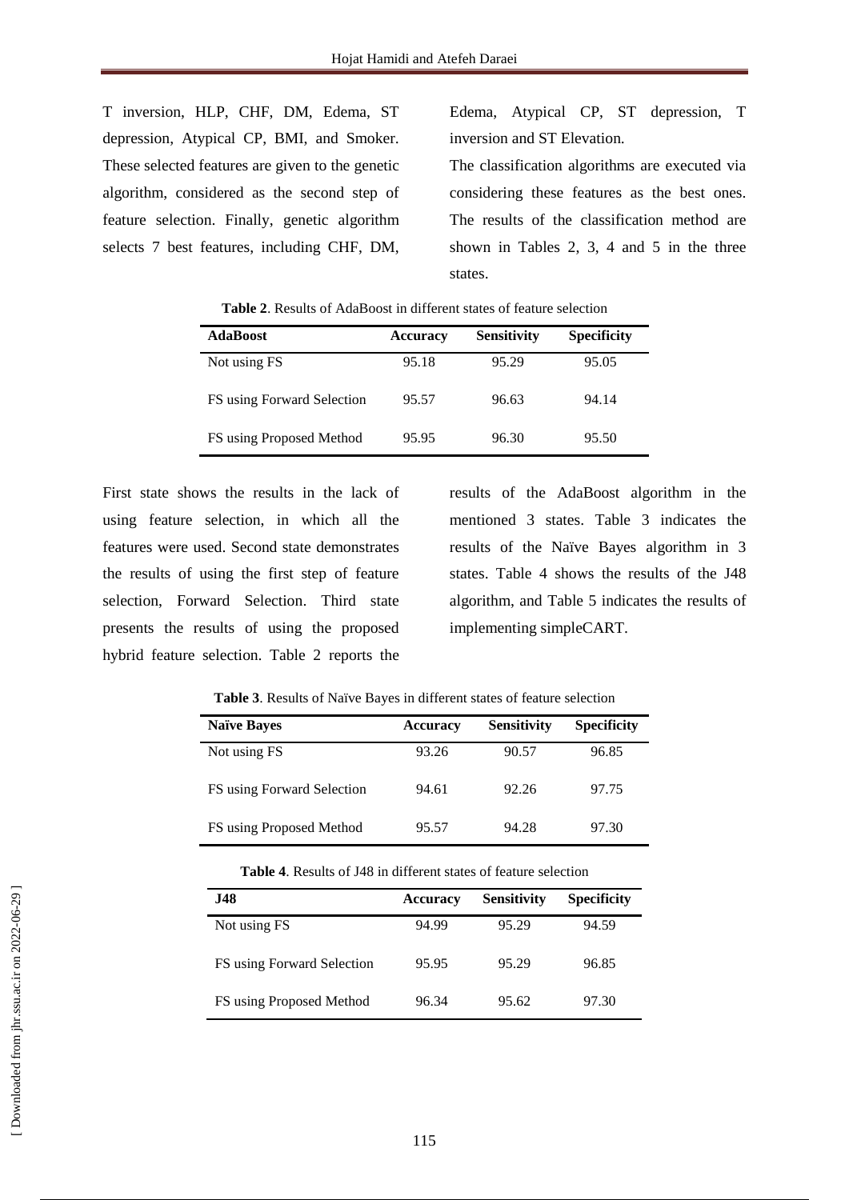T inversion, HLP, CHF, DM, Edema, ST depression, Atypical CP, BMI, and Smoker. These selected features are given to the genetic algorithm, considered as the second step of feature selection. Finally, genetic algorithm selects 7 best features, including CHF, DM, Edema, Atypical CP, ST depression, T inversion and ST Elevation.

The classification algorithms are executed via considering these features as the best ones. The results of the classification method are shown in Tables 2, 3, 4 and 5 in the three states.

**Table 2**. Results of AdaBoost in different states of feature selection

| AdaBoost | Accuracy | Sensitivity | Specificity |
|---|---|---|---|
| Not using FS | 95.18 | 95.29 | 95.05 |
| FS using Forward Selection | 95.57 | 96.63 | 94.14 |
| FS using Proposed Method | 95.95 | 96.30 | 95.50 |

First state shows the results in the lack of using feature selection, in which all the features were used. Second state demonstrates the results of using the first step of feature selection, Forward Selection. Third state presents the results of using the proposed hybrid feature selection. Table 2 reports the results of the AdaBoost algorithm in the mentioned 3 states. Table 3 indicates the results of the Naïve Bayes algorithm in 3 states. Table 4 shows the results of the J48 algorithm, and Table 5 indicates the results of implementing simpleCART.

**Table 3**. Results of Naïve Bayes in different states of feature selection

| Naïve Bayes | Accuracy | Sensitivity | Specificity |
|---|---|---|---|
| Not using FS | 93.26 | 90.57 | 96.85 |
| FS using Forward Selection | 94.61 | 92.26 | 97.75 |
| FS using Proposed Method | 95.57 | 94.28 | 97.30 |

**Table 4**. Results of J48 in different states of feature selection

| J48 | Accuracy | Sensitivity | Specificity |
|---|---|---|---|
| Not using FS | 94.99 | 95.29 | 94.59 |
| FS using Forward Selection | 95.95 | 95.29 | 96.85 |
| FS using Proposed Method | 96.34 | 95.62 | 97.30 |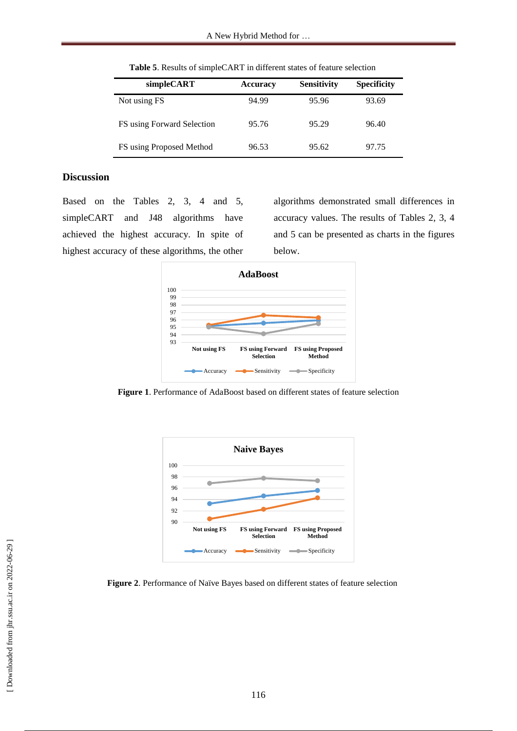**Table 5**. Results of simpleCART in different states of feature selection

| simpleCART | Accuracy | Sensitivity | Specificity |
|---|---|---|---|
| Not using FS | 94.99 | 95.96 | 93.69 |
| FS using Forward Selection | 95.76 | 95.29 | 96.40 |
| FS using Proposed Method | 96.53 | 95.62 | 97.75 |

## Discussion

Based on the Tables 2, 3, 4 and 5, simpleCART and J48 algorithms have achieved the highest accuracy. In spite of highest accuracy of these algorithms, the other algorithms demonstrated small differences in accuracy values. The results of Tables 2, 3, 4 and 5 can be presented as charts in the figures below.

AdaBoost

100
99
98
97
96
95
94
93

Not using FS
FS using Forward Selection
FS using Proposed Method

Accuracy
Sensitivity
Specificity

**Figure 1**. Performance of AdaBoost based on different states of feature selection

Naive Bayes

100
98
96
94
92
90

Not using FS
FS using Forward Selection
FS using Proposed Method

Accuracy
Sensitivity
Specificity

**Figure 2**. Performance of Naïve Bayes based on different states of feature selection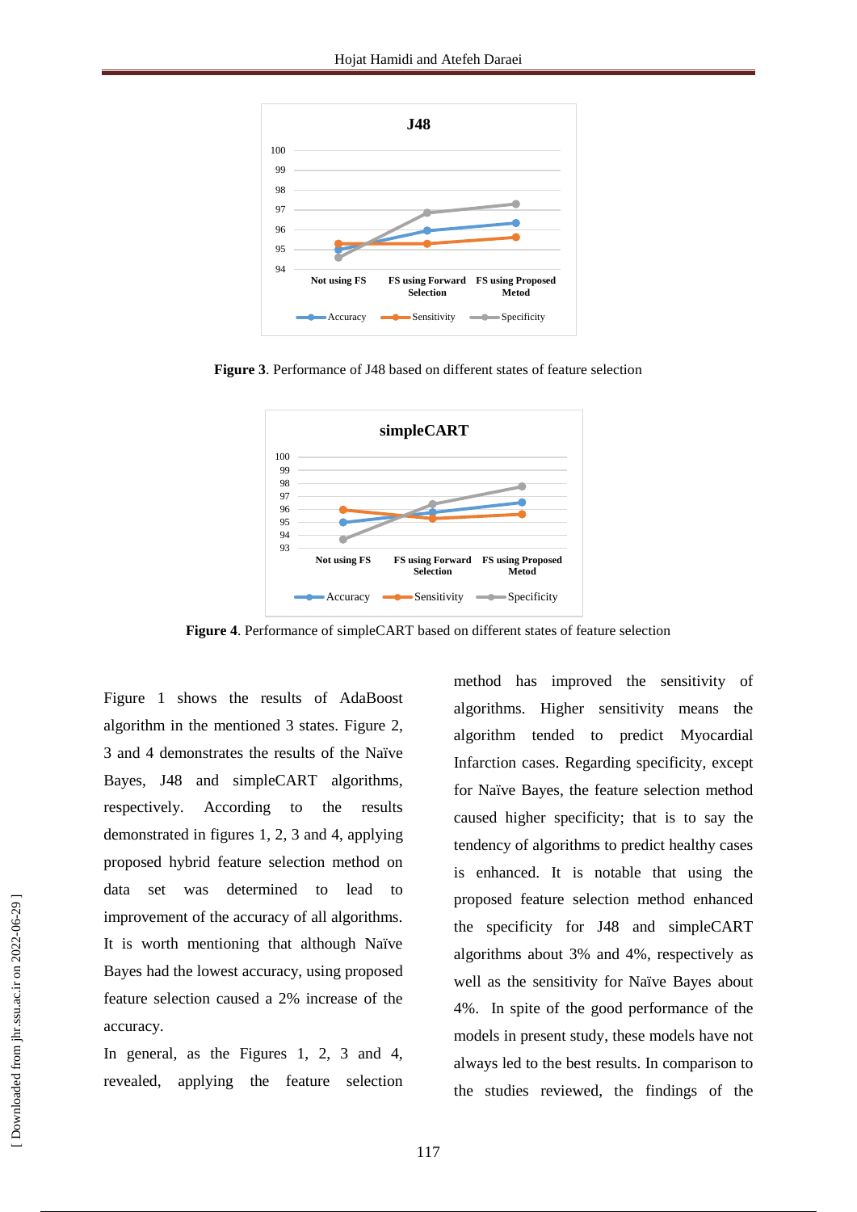J48

100
99
98
97
96
95
94

Not using FS
FS using Forward Selection
FS using Proposed Metod

Accuracy
Sensitivity
Specificity

**Figure 3**. Performance of J48 based on different states of feature selection

simpleCART

100
99
98
97
96
95
94
93

Not using FS
FS using Forward Selection
FS using Proposed Metod

Accuracy
Sensitivity
Specificity

**Figure 4**. Performance of simpleCART based on different states of feature selection

Figure 1 shows the results of AdaBoost algorithm in the mentioned 3 states. Figure 2, 3 and 4 demonstrates the results of the Naïve Bayes, J48 and simpleCART algorithms, respectively. According to the results demonstrated in figures 1, 2, 3 and 4, applying proposed hybrid feature selection method on data set was determined to lead to improvement of the accuracy of all algorithms. It is worth mentioning that although Naïve Bayes had the lowest accuracy, using proposed feature selection caused a 2% increase of the accuracy.

In general, as the Figures 1, 2, 3 and 4, revealed, applying the feature selection method has improved the sensitivity of algorithms. Higher sensitivity means the algorithm tended to predict Myocardial Infarction cases. Regarding specificity, except for Naïve Bayes, the feature selection method caused higher specificity; that is to say the tendency of algorithms to predict healthy cases is enhanced. It is notable that using the proposed feature selection method enhanced the specificity for J48 and simpleCART algorithms about 3% and 4%, respectively as well as the sensitivity for Naïve Bayes about 4%. In spite of the good performance of the models in present study, these models have not always led to the best results. In comparison to the studies reviewed, the findings of the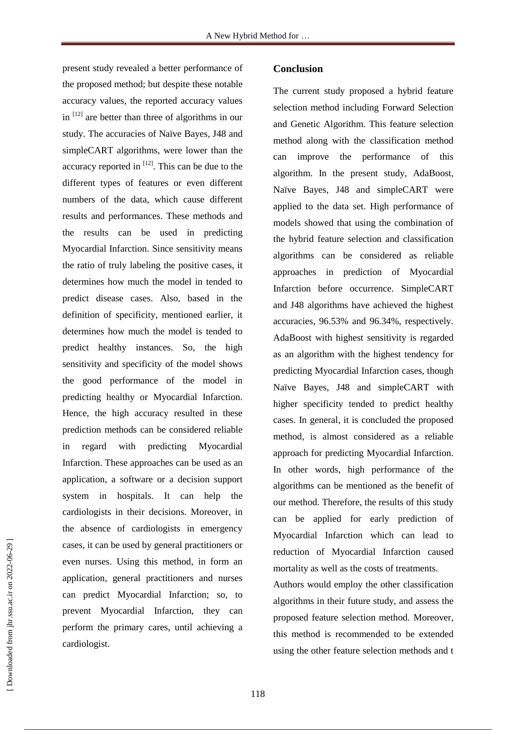present study revealed a better performance of the proposed method; but despite these notable accuracy values, the reported accuracy values in [12] are better than three of algorithms in our study. The accuracies of Naïve Bayes, J48 and simpleCART algorithms, were lower than the accuracy reported in [12]. This can be due to the different types of features or even different numbers of the data, which cause different results and performances. These methods and the results can be used in predicting Myocardial Infarction. Since sensitivity means the ratio of truly labeling the positive cases, it determines how much the model in tended to predict disease cases. Also, based in the definition of specificity, mentioned earlier, it determines how much the model is tended to predict healthy instances. So, the high sensitivity and specificity of the model shows the good performance of the model in predicting healthy or Myocardial Infarction. Hence, the high accuracy resulted in these prediction methods can be considered reliable in regard with predicting Myocardial Infarction. These approaches can be used as an application, a software or a decision support system in hospitals. It can help the cardiologists in their decisions. Moreover, in the absence of cardiologists in emergency cases, it can be used by general practitioners or even nurses. Using this method, in form an application, general practitioners and nurses can predict Myocardial Infarction; so, to prevent Myocardial Infarction, they can perform the primary cares, until achieving a cardiologist.

## Conclusion

The current study proposed a hybrid feature selection method including Forward Selection and Genetic Algorithm. This feature selection method along with the classification method can improve the performance of this algorithm. In the present study, AdaBoost, Naïve Bayes, J48 and simpleCART were applied to the data set. High performance of models showed that using the combination of the hybrid feature selection and classification algorithms can be considered as reliable approaches in prediction of Myocardial Infarction before occurrence. SimpleCART and J48 algorithms have achieved the highest accuracies, 96.53% and 96.34%, respectively. AdaBoost with highest sensitivity is regarded as an algorithm with the highest tendency for predicting Myocardial Infarction cases, though Naïve Bayes, J48 and simpleCART with higher specificity tended to predict healthy cases. In general, it is concluded the proposed method, is almost considered as a reliable approach for predicting Myocardial Infarction. In other words, high performance of the algorithms can be mentioned as the benefit of our method. Therefore, the results of this study can be applied for early prediction of Myocardial Infarction which can lead to reduction of Myocardial Infarction caused mortality as well as the costs of treatments.

Authors would employ the other classification algorithms in their future study, and assess the proposed feature selection method. Moreover, this method is recommended to be extended using the other feature selection methods and t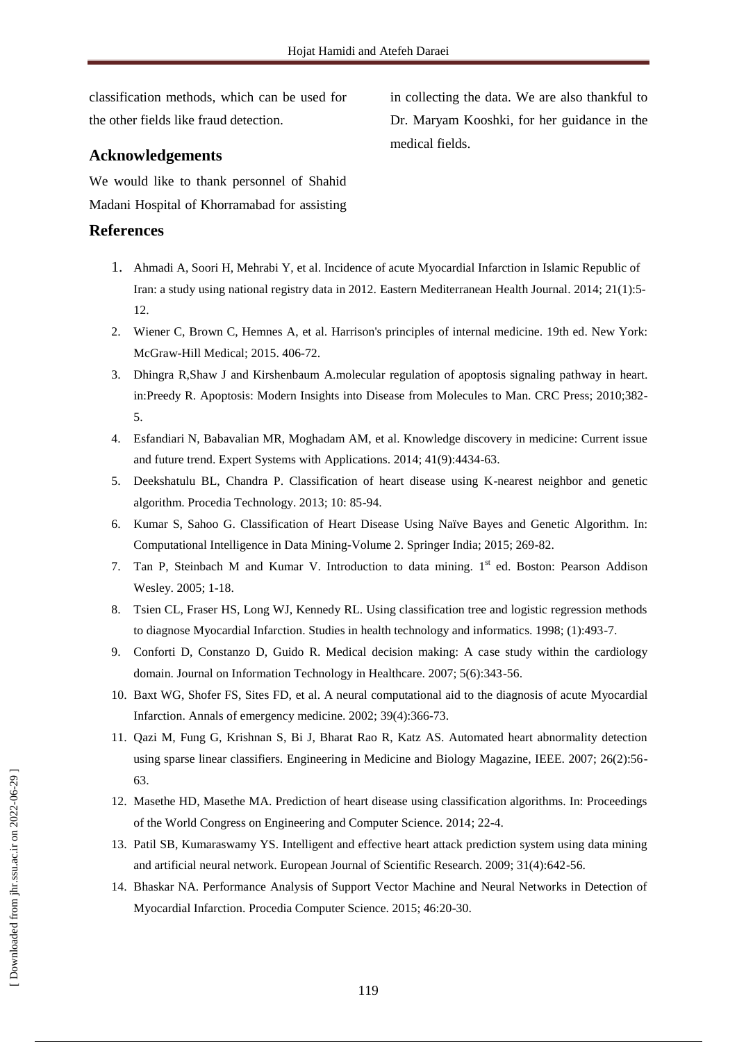classification methods, which can be used for the other fields like fraud detection.

## Acknowledgements

We would like to thank personnel of Shahid Madani Hospital of Khorramabad for assisting in collecting the data. We are also thankful to Dr. Maryam Kooshki, for her guidance in the medical fields.

## References

1. Ahmadi A, Soori H, Mehrabi Y, et al. Incidence of acute Myocardial Infarction in Islamic Republic of Iran: a study using national registry data in 2012. Eastern Mediterranean Health Journal. 2014; 21(1):5-12.
2. Wiener C, Brown C, Hemnes A, et al. Harrison's principles of internal medicine. 19th ed. New York: McGraw-Hill Medical; 2015. 406-72.
3. Dhingra R,Shaw J and Kirshenbaum A.molecular regulation of apoptosis signaling pathway in heart. in:Preedy R. Apoptosis: Modern Insights into Disease from Molecules to Man. CRC Press; 2010;382-5.
4. Esfandiari N, Babavalian MR, Moghadam AM, et al. Knowledge discovery in medicine: Current issue and future trend. Expert Systems with Applications. 2014; 41(9):4434-63.
5. Deekshatulu BL, Chandra P. Classification of heart disease using K-nearest neighbor and genetic algorithm. Procedia Technology. 2013; 10: 85-94.
6. Kumar S, Sahoo G. Classification of Heart Disease Using Naïve Bayes and Genetic Algorithm. In: Computational Intelligence in Data Mining-Volume 2. Springer India; 2015; 269-82.
7. Tan P, Steinbach M and Kumar V. Introduction to data mining. 1st ed. Boston: Pearson Addison Wesley. 2005; 1-18.
8. Tsien CL, Fraser HS, Long WJ, Kennedy RL. Using classification tree and logistic regression methods to diagnose Myocardial Infarction. Studies in health technology and informatics. 1998; (1):493-7.
9. Conforti D, Constanzo D, Guido R. Medical decision making: A case study within the cardiology domain. Journal on Information Technology in Healthcare. 2007; 5(6):343-56.
10. Baxt WG, Shofer FS, Sites FD, et al. A neural computational aid to the diagnosis of acute Myocardial Infarction. Annals of emergency medicine. 2002; 39(4):366-73.
11. Qazi M, Fung G, Krishnan S, Bi J, Bharat Rao R, Katz AS. Automated heart abnormality detection using sparse linear classifiers. Engineering in Medicine and Biology Magazine, IEEE. 2007; 26(2):56-63.
12. Masethe HD, Masethe MA. Prediction of heart disease using classification algorithms. In: Proceedings of the World Congress on Engineering and Computer Science. 2014; 22-4.
13. Patil SB, Kumaraswamy YS. Intelligent and effective heart attack prediction system using data mining and artificial neural network. European Journal of Scientific Research. 2009; 31(4):642-56.
14. Bhaskar NA. Performance Analysis of Support Vector Machine and Neural Networks in Detection of Myocardial Infarction. Procedia Computer Science. 2015; 46:20-30.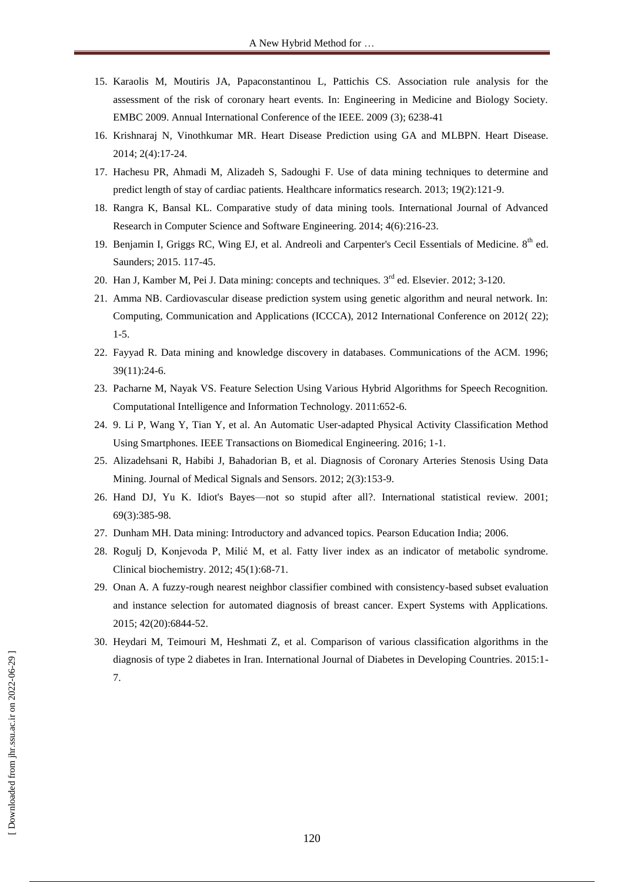15. Karaolis M, Moutiris JA, Papaconstantinou L, Pattichis CS. Association rule analysis for the assessment of the risk of coronary heart events. In: Engineering in Medicine and Biology Society. EMBC 2009. Annual International Conference of the IEEE. 2009 (3); 6238-41
16. Krishnaraj N, Vinothkumar MR. Heart Disease Prediction using GA and MLBPN. Heart Disease. 2014; 2(4):17-24.
17. Hachesu PR, Ahmadi M, Alizadeh S, Sadoughi F. Use of data mining techniques to determine and predict length of stay of cardiac patients. Healthcare informatics research. 2013; 19(2):121-9.
18. Rangra K, Bansal KL. Comparative study of data mining tools. International Journal of Advanced Research in Computer Science and Software Engineering. 2014; 4(6):216-23.
19. Benjamin I, Griggs RC, Wing EJ, et al. Andreoli and Carpenter's Cecil Essentials of Medicine. 8th ed. Saunders; 2015. 117-45.
20. Han J, Kamber M, Pei J. Data mining: concepts and techniques. 3rd ed. Elsevier. 2012; 3-120.
21. Amma NB. Cardiovascular disease prediction system using genetic algorithm and neural network. In: Computing, Communication and Applications (ICCCA), 2012 International Conference on 2012( 22); 1-5.
22. Fayyad R. Data mining and knowledge discovery in databases. Communications of the ACM. 1996; 39(11):24-6.
23. Pacharne M, Nayak VS. Feature Selection Using Various Hybrid Algorithms for Speech Recognition. Computational Intelligence and Information Technology. 2011:652-6.
24. 9. Li P, Wang Y, Tian Y, et al. An Automatic User-adapted Physical Activity Classification Method Using Smartphones. IEEE Transactions on Biomedical Engineering. 2016; 1-1.
25. Alizadehsani R, Habibi J, Bahadorian B, et al. Diagnosis of Coronary Arteries Stenosis Using Data Mining. Journal of Medical Signals and Sensors. 2012; 2(3):153-9.
26. Hand DJ, Yu K. Idiot's Bayes—not so stupid after all?. International statistical review. 2001; 69(3):385-98.
27. Dunham MH. Data mining: Introductory and advanced topics. Pearson Education India; 2006.
28. Rogulj D, Konjevoda P, Milić M, et al. Fatty liver index as an indicator of metabolic syndrome. Clinical biochemistry. 2012; 45(1):68-71.
29. Onan A. A fuzzy-rough nearest neighbor classifier combined with consistency-based subset evaluation and instance selection for automated diagnosis of breast cancer. Expert Systems with Applications. 2015; 42(20):6844-52.
30. Heydari M, Teimouri M, Heshmati Z, et al. Comparison of various classification algorithms in the diagnosis of type 2 diabetes in Iran. International Journal of Diabetes in Developing Countries. 2015:1-7.